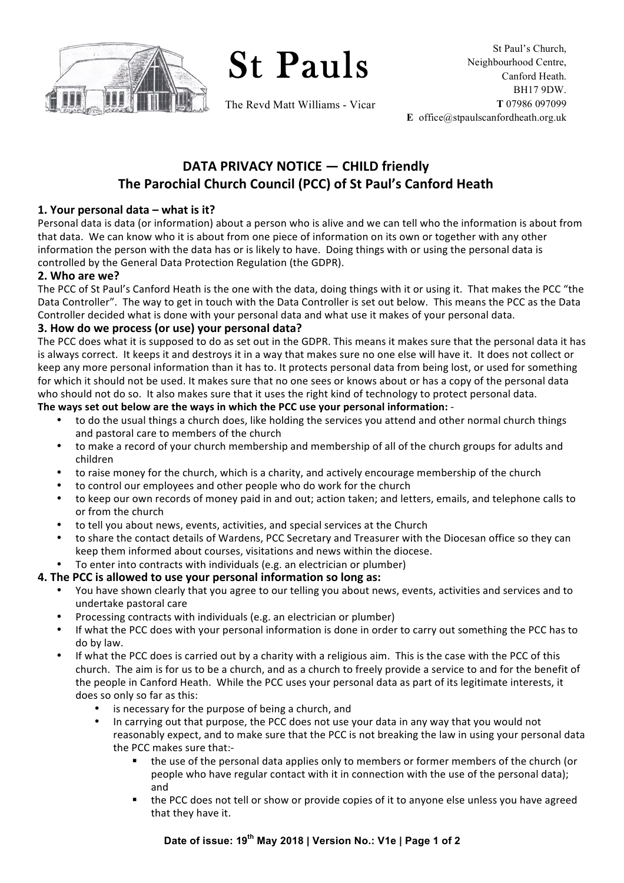# St Pauls

The Revd Matt Williams - Vicar

St Paul's Church,
Neighbourhood Centre,
Canford Heath.
BH17 9DW.
**T** 07986 097099
**E** office@stpaulscanfordheath.org.uk

## DATA PRIVACY NOTICE — CHILD friendly
## The Parochial Church Council (PCC) of St Paul's Canford Heath

### 1. Your personal data – what is it?

Personal data is data (or information) about a person who is alive and we can tell who the information is about from that data. We can know who it is about from one piece of information on its own or together with any other information the person with the data has or is likely to have. Doing things with or using the personal data is controlled by the General Data Protection Regulation (the GDPR).

### 2. Who are we?

The PCC of St Paul's Canford Heath is the one with the data, doing things with it or using it. That makes the PCC "the Data Controller". The way to get in touch with the Data Controller is set out below. This means the PCC as the Data Controller decided what is done with your personal data and what use it makes of your personal data.

### 3. How do we process (or use) your personal data?

The PCC does what it is supposed to do as set out in the GDPR. This means it makes sure that the personal data it has is always correct. It keeps it and destroys it in a way that makes sure no one else will have it. It does not collect or keep any more personal information than it has to. It protects personal data from being lost, or used for something for which it should not be used. It makes sure that no one sees or knows about or has a copy of the personal data who should not do so. It also makes sure that it uses the right kind of technology to protect personal data.

**The ways set out below are the ways in which the PCC use your personal information:** -

- to do the usual things a church does, like holding the services you attend and other normal church things and pastoral care to members of the church
- to make a record of your church membership and membership of all of the church groups for adults and children
- to raise money for the church, which is a charity, and actively encourage membership of the church
- to control our employees and other people who do work for the church
- to keep our own records of money paid in and out; action taken; and letters, emails, and telephone calls to or from the church
- to tell you about news, events, activities, and special services at the Church
- to share the contact details of Wardens, PCC Secretary and Treasurer with the Diocesan office so they can keep them informed about courses, visitations and news within the diocese.
- To enter into contracts with individuals (e.g. an electrician or plumber)

### 4. The PCC is allowed to use your personal information so long as:

- You have shown clearly that you agree to our telling you about news, events, activities and services and to undertake pastoral care
- Processing contracts with individuals (e.g. an electrician or plumber)
- If what the PCC does with your personal information is done in order to carry out something the PCC has to do by law.
- If what the PCC does is carried out by a charity with a religious aim. This is the case with the PCC of this church. The aim is for us to be a church, and as a church to freely provide a service to and for the benefit of the people in Canford Heath. While the PCC uses your personal data as part of its legitimate interests, it does so only so far as this:
  - is necessary for the purpose of being a church, and
  - In carrying out that purpose, the PCC does not use your data in any way that you would not reasonably expect, and to make sure that the PCC is not breaking the law in using your personal data the PCC makes sure that:-
    - the use of the personal data applies only to members or former members of the church (or people who have regular contact with it in connection with the use of the personal data); and
    - the PCC does not tell or show or provide copies of it to anyone else unless you have agreed that they have it.

**Date of issue: 19th May 2018 | Version No.: V1e**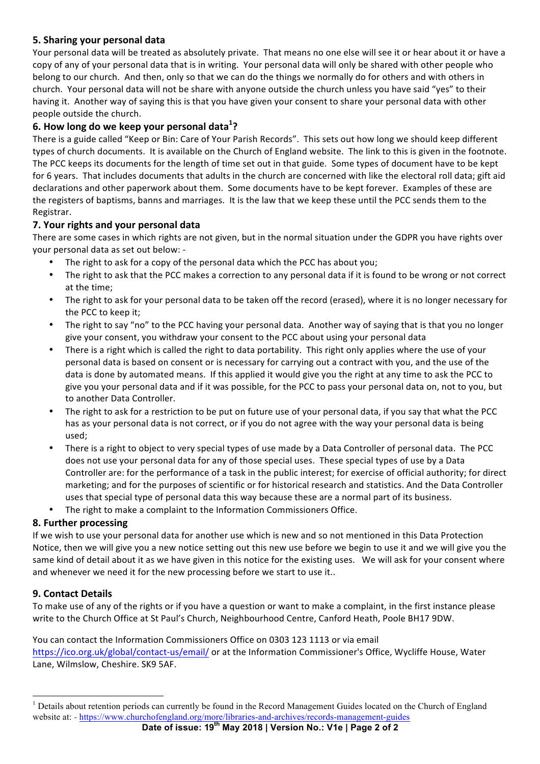## 5. Sharing your personal data

Your personal data will be treated as absolutely private. That means no one else will see it or hear about it or have a copy of any of your personal data that is in writing. Your personal data will only be shared with other people who belong to our church. And then, only so that we can do the things we normally do for others and with others in church. Your personal data will not be share with anyone outside the church unless you have said "yes" to their having it. Another way of saying this is that you have given your consent to share your personal data with other people outside the church.

## 6. How long do we keep your personal data[1]?

There is a guide called "Keep or Bin: Care of Your Parish Records". This sets out how long we should keep different types of church documents. It is available on the Church of England website. The link to this is given in the footnote. The PCC keeps its documents for the length of time set out in that guide. Some types of document have to be kept for 6 years. That includes documents that adults in the church are concerned with like the electoral roll data; gift aid declarations and other paperwork about them. Some documents have to be kept forever. Examples of these are the registers of baptisms, banns and marriages. It is the law that we keep these until the PCC sends them to the Registrar.

## 7. Your rights and your personal data

There are some cases in which rights are not given, but in the normal situation under the GDPR you have rights over your personal data as set out below: -

- The right to ask for a copy of the personal data which the PCC has about you;
- The right to ask that the PCC makes a correction to any personal data if it is found to be wrong or not correct at the time;
- The right to ask for your personal data to be taken off the record (erased), where it is no longer necessary for the PCC to keep it;
- The right to say "no" to the PCC having your personal data. Another way of saying that is that you no longer give your consent, you withdraw your consent to the PCC about using your personal data
- There is a right which is called the right to data portability. This right only applies where the use of your personal data is based on consent or is necessary for carrying out a contract with you, and the use of the data is done by automated means. If this applied it would give you the right at any time to ask the PCC to give you your personal data and if it was possible, for the PCC to pass your personal data on, not to you, but to another Data Controller.
- The right to ask for a restriction to be put on future use of your personal data, if you say that what the PCC has as your personal data is not correct, or if you do not agree with the way your personal data is being used;
- There is a right to object to very special types of use made by a Data Controller of personal data. The PCC does not use your personal data for any of those special uses. These special types of use by a Data Controller are: for the performance of a task in the public interest; for exercise of official authority; for direct marketing; and for the purposes of scientific or for historical research and statistics. And the Data Controller uses that special type of personal data this way because these are a normal part of its business.
- The right to make a complaint to the Information Commissioners Office.

## 8. Further processing

If we wish to use your personal data for another use which is new and so not mentioned in this Data Protection Notice, then we will give you a new notice setting out this new use before we begin to use it and we will give you the same kind of detail about it as we have given in this notice for the existing uses. We will ask for your consent where and whenever we need it for the new processing before we start to use it..

## 9. Contact Details

To make use of any of the rights or if you have a question or want to make a complaint, in the first instance please write to the Church Office at St Paul's Church, Neighbourhood Centre, Canford Heath, Poole BH17 9DW.

You can contact the Information Commissioners Office on 0303 123 1113 or via email https://ico.org.uk/global/contact-us/email/ or at the Information Commissioner's Office, Wycliffe House, Water Lane, Wilmslow, Cheshire. SK9 5AF.

[1] Details about retention periods can currently be found in the Record Management Guides located on the Church of England website at: - https://www.churchofengland.org/more/libraries-and-archives/records-management-guides

**Date of issue: 19th May 2018 | Version No.: V1e**